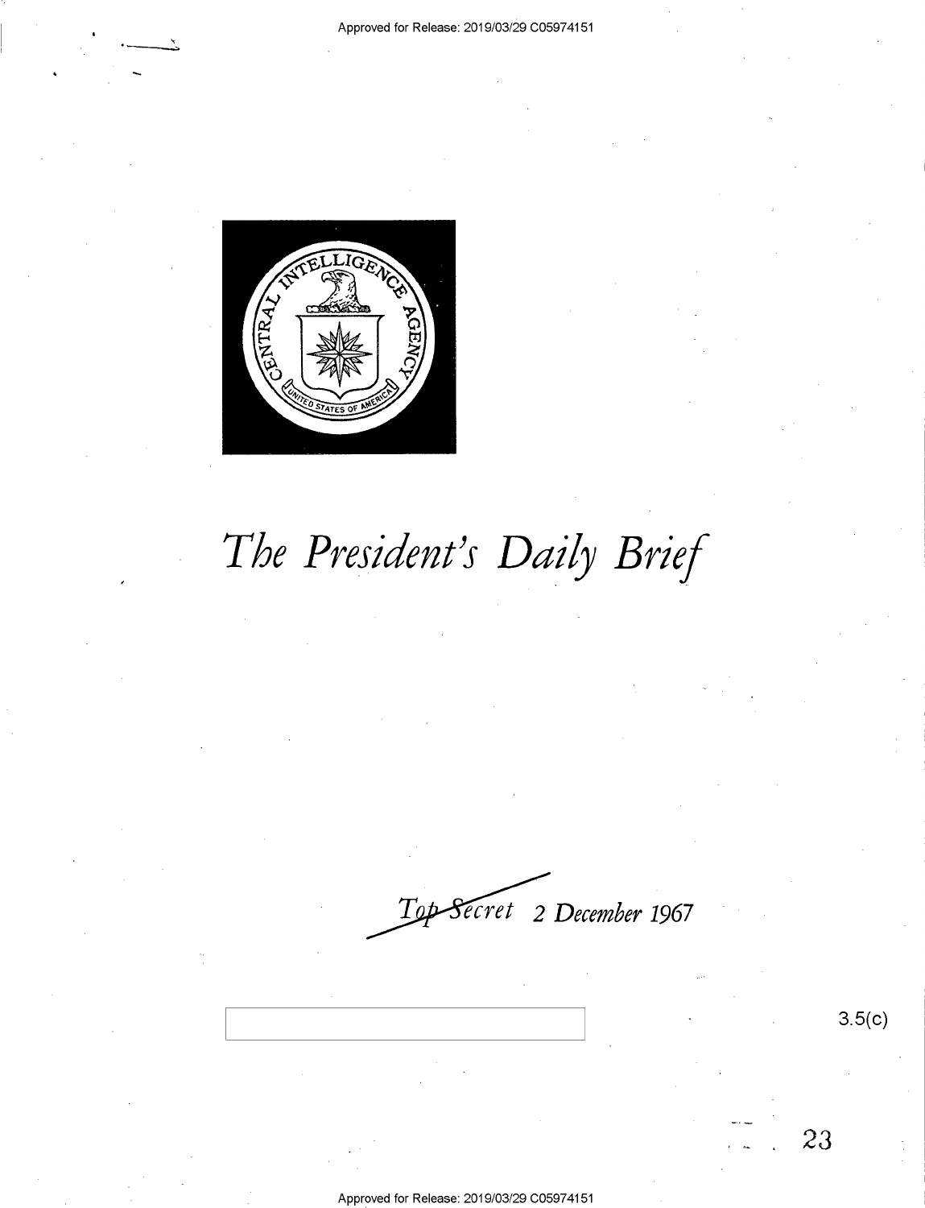# The President's Daily Brief

~~Top Secret~~ 2 December 1967

3.5(c)

23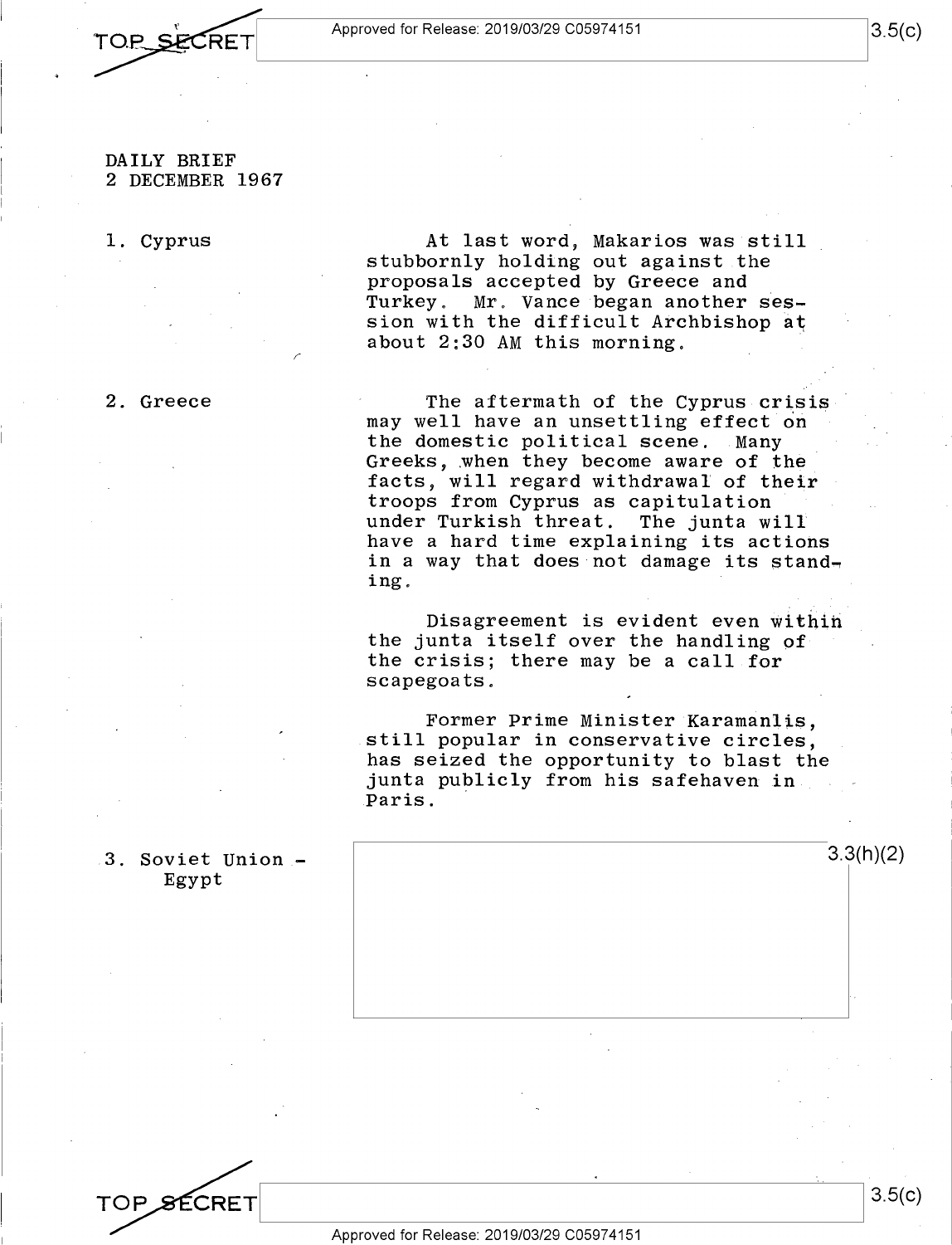DAILY BRIEF
2 DECEMBER 1967

**1. Cyprus**

At last word, Makarios was still stubbornly holding out against the proposals accepted by Greece and Turkey. Mr. Vance began another session with the difficult Archbishop at about 2:30 AM this morning.

**2. Greece**

The aftermath of the Cyprus crisis may well have an unsettling effect on the domestic political scene. Many Greeks, when they become aware of the facts, will regard withdrawal of their troops from Cyprus as capitulation under Turkish threat. The junta will have a hard time explaining its actions in a way that does not damage its standing.

Disagreement is evident even within the junta itself over the handling of the crisis; there may be a call for scapegoats.

Former Prime Minister Karamanlis, still popular in conservative circles, has seized the opportunity to blast the junta publicly from his safehaven in Paris.

**3. Soviet Union - Egypt**

3.3(h)(2)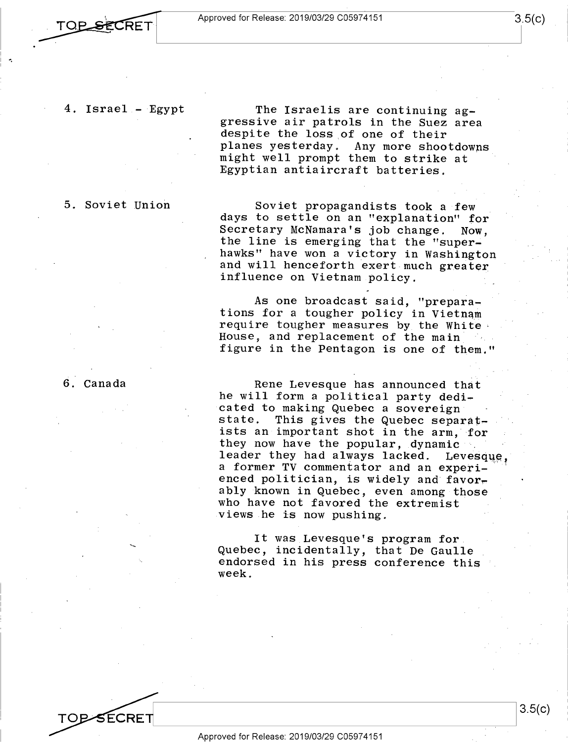**4. Israel - Egypt**

The Israelis are continuing aggressive air patrols in the Suez area despite the loss of one of their planes yesterday. Any more shootdowns might well prompt them to strike at Egyptian antiaircraft batteries.

**5. Soviet Union**

Soviet propagandists took a few days to settle on an "explanation" for Secretary McNamara's job change. Now, the line is emerging that the "super-hawks" have won a victory in Washington and will henceforth exert much greater influence on Vietnam policy.

As one broadcast said, "preparations for a tougher policy in Vietnam require tougher measures by the White House, and replacement of the main figure in the Pentagon is one of them."

**6. Canada**

Rene Levesque has announced that he will form a political party dedicated to making Quebec a sovereign state. This gives the Quebec separatists an important shot in the arm, for they now have the popular, dynamic leader they had always lacked. Levesque, a former TV commentator and an experienced politician, is widely and favorably known in Quebec, even among those who have not favored the extremist views he is now pushing.

It was Levesque's program for Quebec, incidentally, that De Gaulle endorsed in his press conference this week.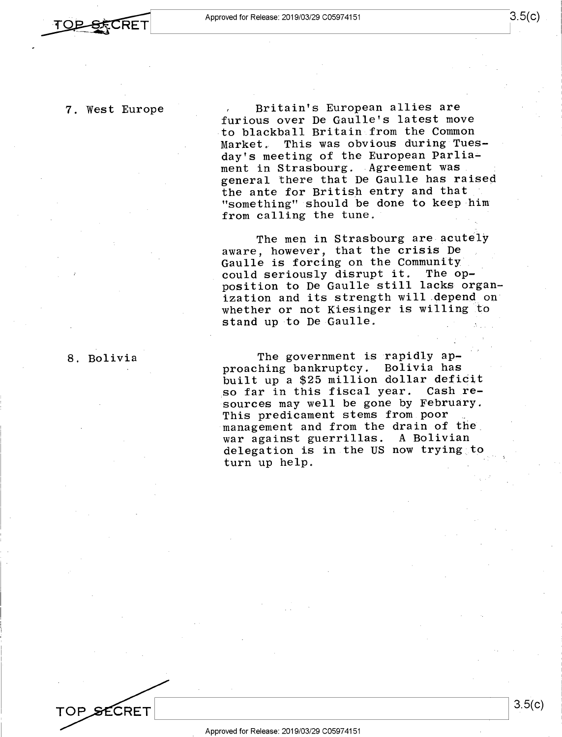7. West Europe

Britain's European allies are furious over De Gaulle's latest move to blackball Britain from the Common Market. This was obvious during Tuesday's meeting of the European Parliament in Strasbourg. Agreement was general there that De Gaulle has raised the ante for British entry and that "something" should be done to keep him from calling the tune.

The men in Strasbourg are acutely aware, however, that the crisis De Gaulle is forcing on the Community could seriously disrupt it. The opposition to De Gaulle still lacks organization and its strength will depend on whether or not Kiesinger is willing to stand up to De Gaulle.

8. Bolivia

The government is rapidly approaching bankruptcy. Bolivia has built up a $25 million dollar deficit so far in this fiscal year. Cash resources may well be gone by February. This predicament stems from poor management and from the drain of the war against guerrillas. A Bolivian delegation is in the US now trying to turn up help.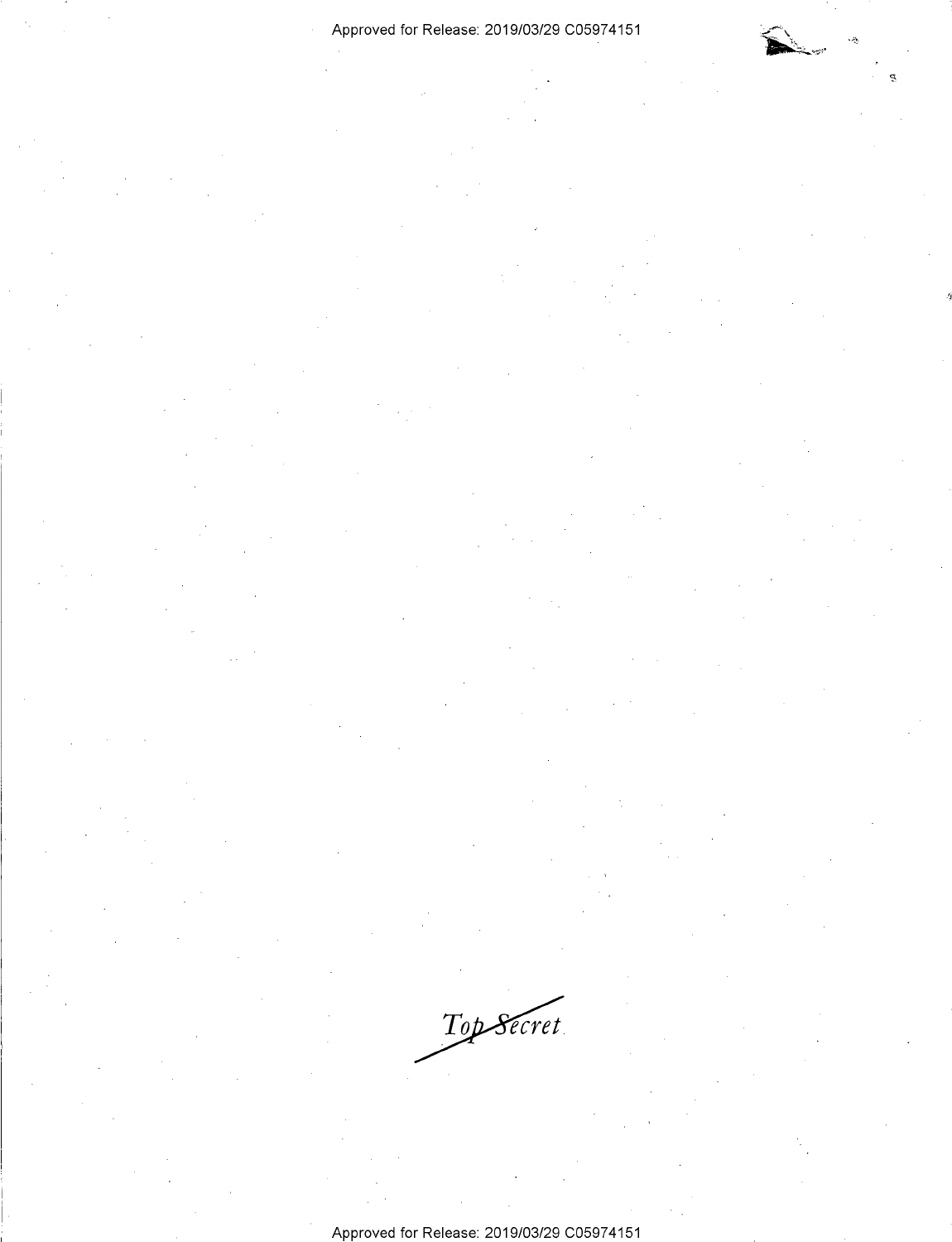*Top Secret*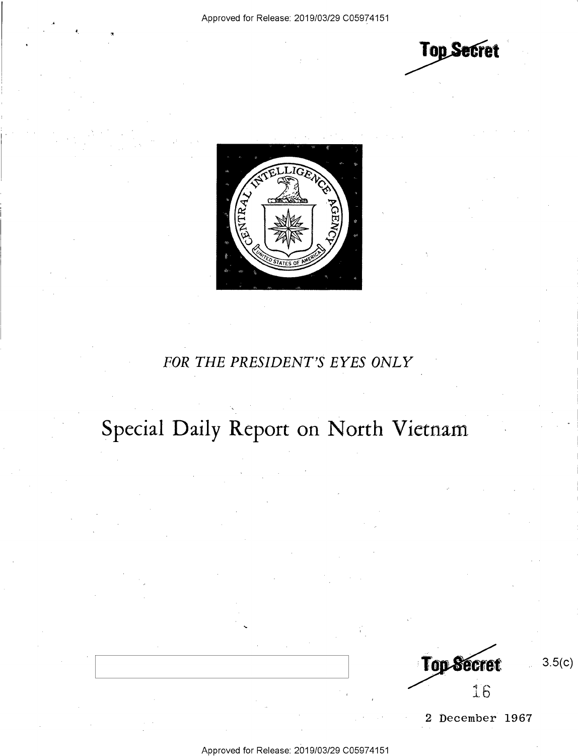Top Secret

FOR THE PRESIDENT'S EYES ONLY

# Special Daily Report on North Vietnam

Top Secret

3.5(c)

16

2 December 1967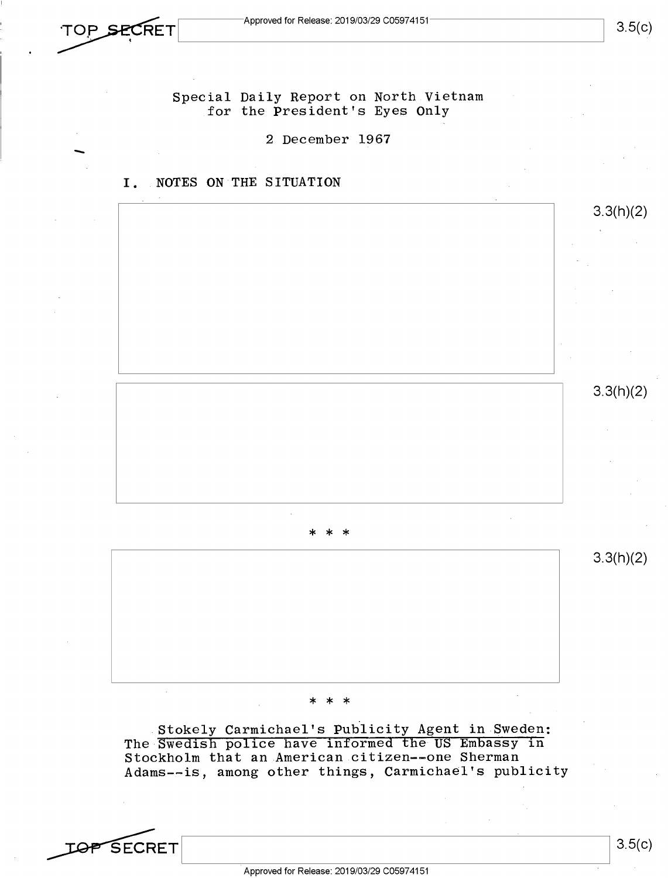Special Daily Report on North Vietnam for the President's Eyes Only

2 December 1967

## I. NOTES ON THE SITUATION

3.3(h)(2)

3.3(h)(2)

\* \* \*

3.3(h)(2)

\* \* \*

Stokely Carmichael's Publicity Agent in Sweden: The Swedish police have informed the US Embassy in Stockholm that an American citizen--one Sherman Adams--is, among other things, Carmichael's publicity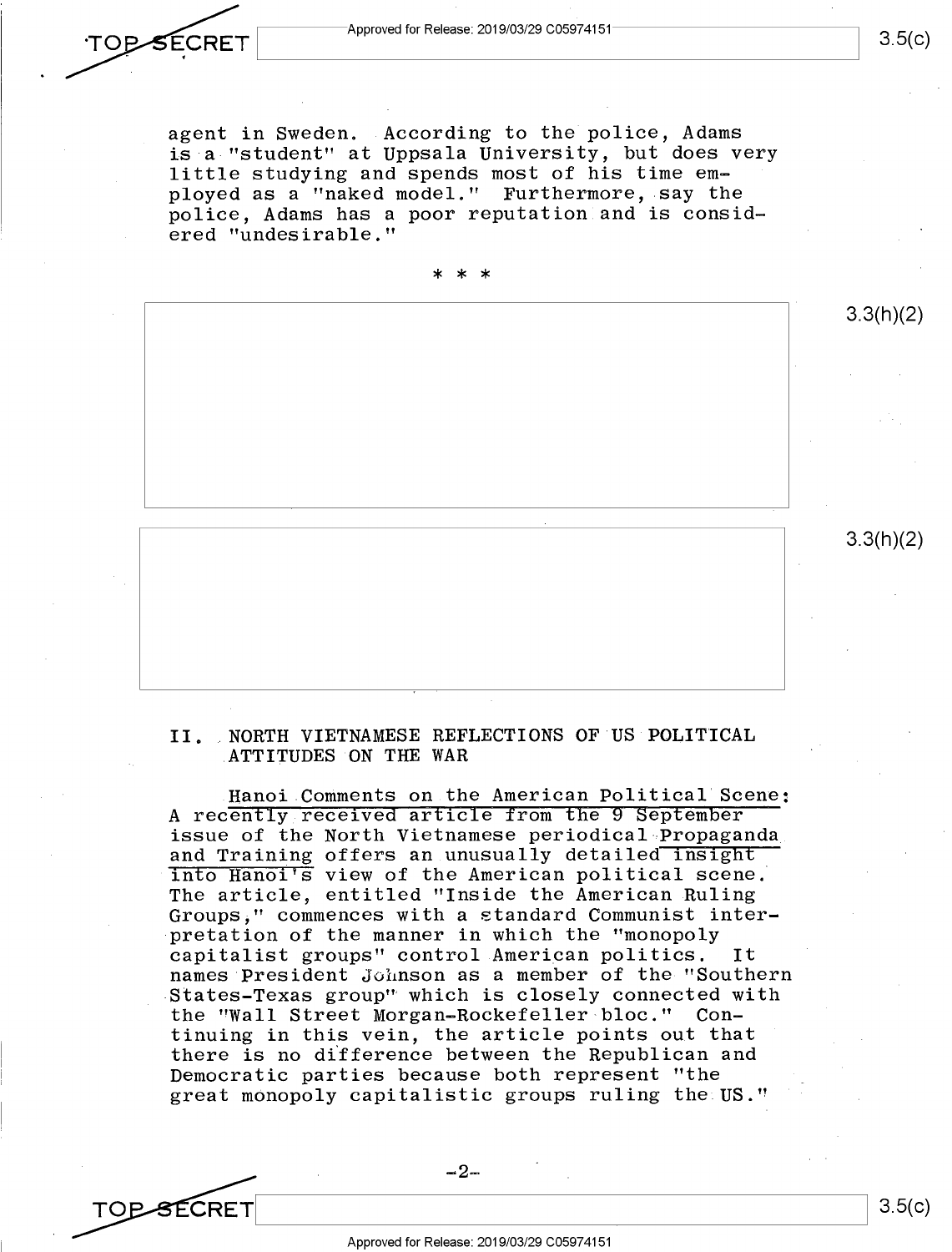agent in Sweden. According to the police, Adams is a "student" at Uppsala University, but does very little studying and spends most of his time employed as a "naked model." Furthermore, say the police, Adams has a poor reputation and is considered "undesirable."

* * *

## II. NORTH VIETNAMESE REFLECTIONS OF US POLITICAL ATTITUDES ON THE WAR

<u>Hanoi Comments on the American Political Scene: A recently received article from the 9 September issue of the North Vietnamese periodical Propaganda and Training offers an unusually detailed insight into Hanoi's view of the American political scene.</u> The article, entitled "Inside the American Ruling Groups," commences with a standard Communist interpretation of the manner in which the "monopoly capitalist groups" control American politics. It names President Johnson as a member of the "Southern States-Texas group" which is closely connected with the "Wall Street Morgan-Rockefeller bloc." Continuing in this vein, the article points out that there is no difference between the Republican and Democratic parties because both represent "the great monopoly capitalistic groups ruling the US."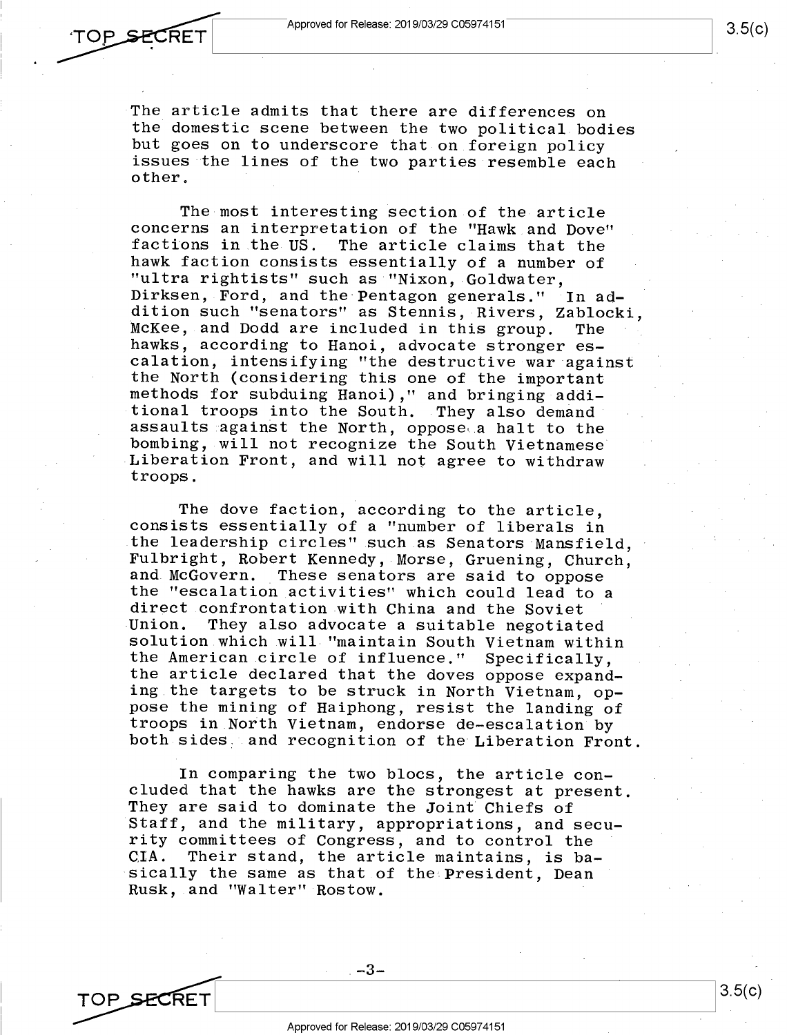The article admits that there are differences on the domestic scene between the two political bodies but goes on to underscore that on foreign policy issues the lines of the two parties resemble each other.

The most interesting section of the article concerns an interpretation of the "Hawk and Dove" factions in the US. The article claims that the hawk faction consists essentially of a number of "ultra rightists" such as "Nixon, Goldwater, Dirksen, Ford, and the Pentagon generals." In addition such "senators" as Stennis, Rivers, Zablocki, McKee, and Dodd are included in this group. The hawks, according to Hanoi, advocate stronger escalation, intensifying "the destructive war against the North (considering this one of the important methods for subduing Hanoi)," and bringing additional troops into the South. They also demand assaults against the North, oppose a halt to the bombing, will not recognize the South Vietnamese Liberation Front, and will not agree to withdraw troops.

The dove faction, according to the article, consists essentially of a "number of liberals in the leadership circles" such as Senators Mansfield, Fulbright, Robert Kennedy, Morse, Gruening, Church, and McGovern. These senators are said to oppose the "escalation activities" which could lead to a direct confrontation with China and the Soviet Union. They also advocate a suitable negotiated solution which will "maintain South Vietnam within the American circle of influence." Specifically, the article declared that the doves oppose expanding the targets to be struck in North Vietnam, oppose the mining of Haiphong, resist the landing of troops in North Vietnam, endorse de-escalation by both sides and recognition of the Liberation Front.

In comparing the two blocs, the article concluded that the hawks are the strongest at present. They are said to dominate the Joint Chiefs of Staff, and the military, appropriations, and security committees of Congress, and to control the CIA. Their stand, the article maintains, is basically the same as that of the President, Dean Rusk, and "Walter" Rostow.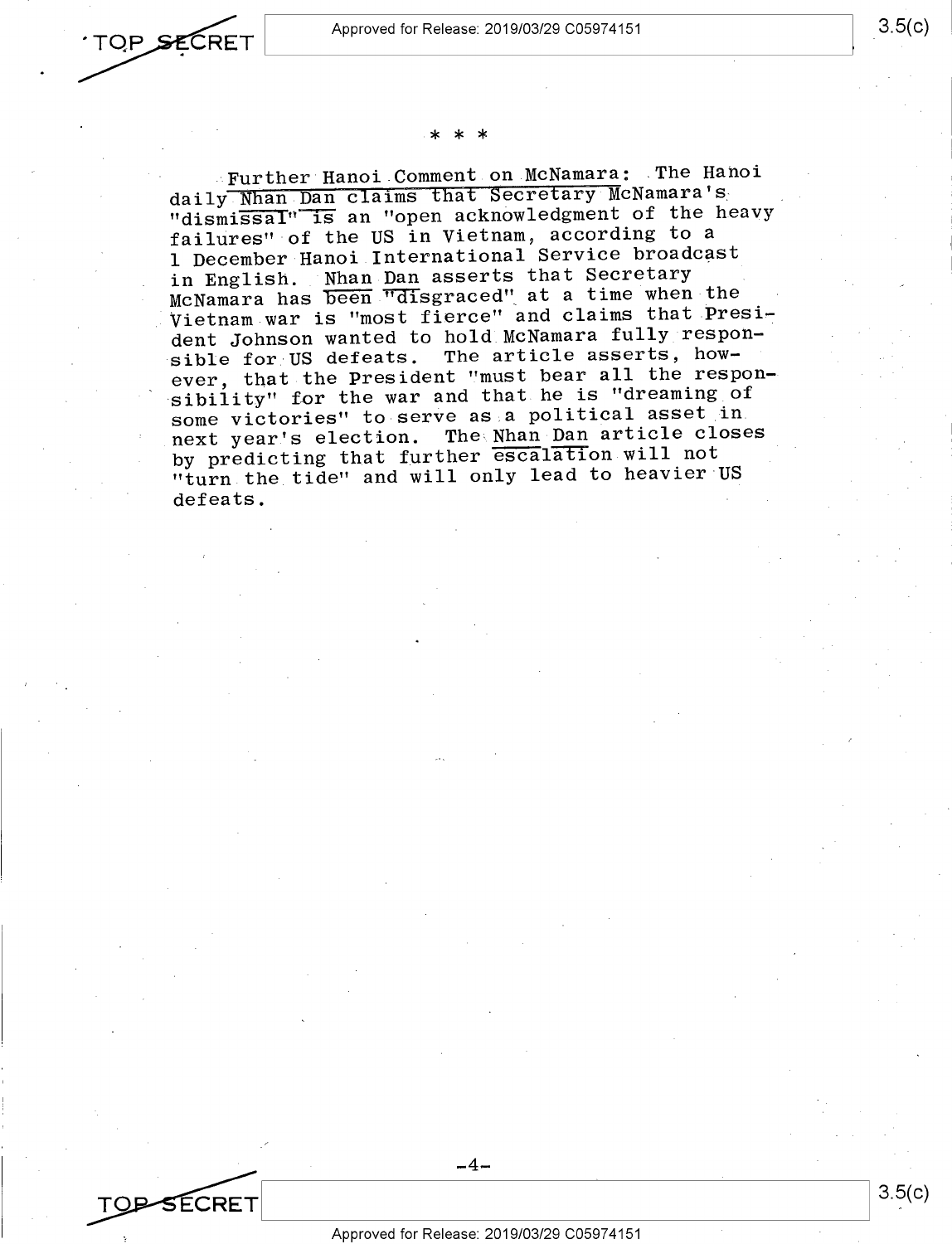\* \* \*

<u>Further Hanoi Comment on McNamara</u>: The Hanoi daily <u>Nhan Dan</u> claims that Secretary McNamara's "dismissal" is an "open acknowledgment of the heavy failures" of the US in Vietnam, according to a 1 December Hanoi International Service broadcast in English. <u>Nhan Dan</u> asserts that Secretary McNamara has been "disgraced" at a time when the Vietnam war is "most fierce" and claims that President Johnson wanted to hold McNamara fully responsible for US defeats. The article asserts, however, that the President "must bear all the responsibility" for the war and that he is "dreaming of some victories" to serve as a political asset in next year's election. The <u>Nhan Dan</u> article closes by predicting that further escalation will not "turn the tide" and will only lead to heavier US defeats.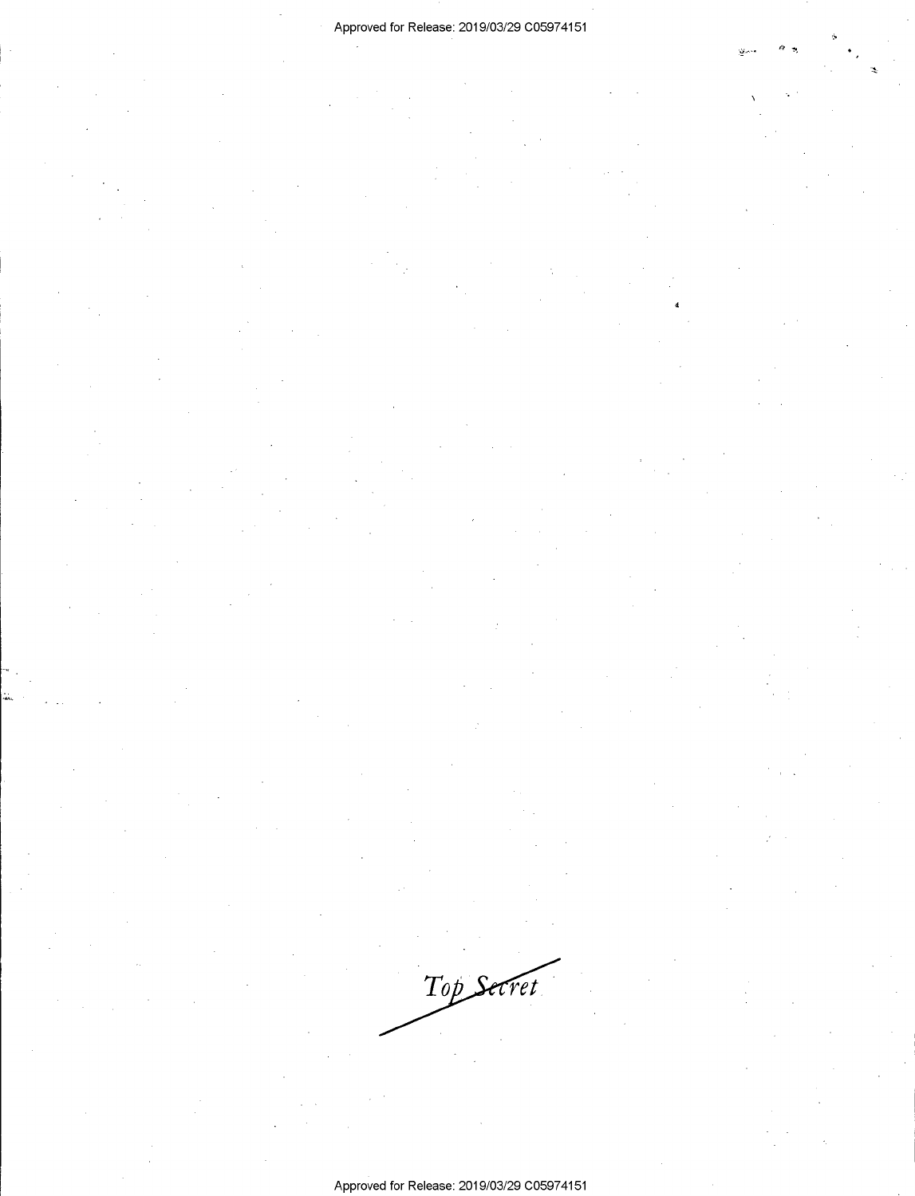Top Secret